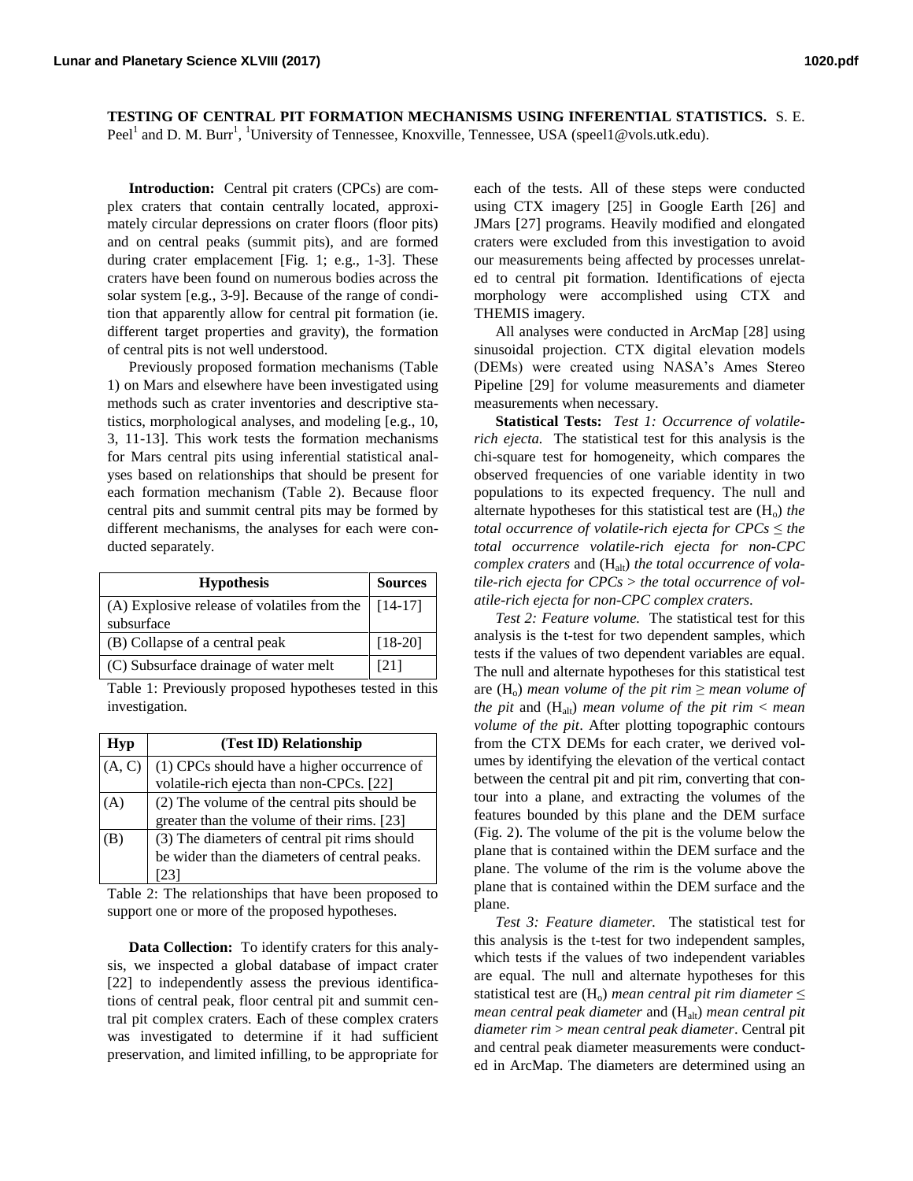**TESTING OF CENTRAL PIT FORMATION MECHANISMS USING INFERENTIAL STATISTICS.** S. E. Peel[1] and D. M. Burr[1], [1]University of Tennessee, Knoxville, Tennessee, USA (speel1@vols.utk.edu).

**Introduction:** Central pit craters (CPCs) are complex craters that contain centrally located, approximately circular depressions on crater floors (floor pits) and on central peaks (summit pits), and are formed during crater emplacement [Fig. 1; e.g., 1-3]. These craters have been found on numerous bodies across the solar system [e.g., 3-9]. Because of the range of condition that apparently allow for central pit formation (ie. different target properties and gravity), the formation of central pits is not well understood.

Previously proposed formation mechanisms (Table 1) on Mars and elsewhere have been investigated using methods such as crater inventories and descriptive statistics, morphological analyses, and modeling [e.g., 10, 3, 11-13]. This work tests the formation mechanisms for Mars central pits using inferential statistical analyses based on relationships that should be present for each formation mechanism (Table 2). Because floor central pits and summit central pits may be formed by different mechanisms, the analyses for each were conducted separately.

| Hypothesis | Sources |
|---|---|
| (A) Explosive release of volatiles from the subsurface | [14-17] |
| (B) Collapse of a central peak | [18-20] |
| (C) Subsurface drainage of water melt | [21] |

Table 1: Previously proposed hypotheses tested in this investigation.

| Hyp | (Test ID) Relationship |
|---|---|
| (A, C) | (1) CPCs should have a higher occurrence of volatile-rich ejecta than non-CPCs. [22] |
| (A) | (2) The volume of the central pits should be greater than the volume of their rims. [23] |
| (B) | (3) The diameters of central pit rims should be wider than the diameters of central peaks. [23] |

Table 2: The relationships that have been proposed to support one or more of the proposed hypotheses.

**Data Collection:** To identify craters for this analysis, we inspected a global database of impact crater [22] to independently assess the previous identifications of central peak, floor central pit and summit central pit complex craters. Each of these complex craters was investigated to determine if it had sufficient preservation, and limited infilling, to be appropriate for each of the tests. All of these steps were conducted using CTX imagery [25] in Google Earth [26] and JMars [27] programs. Heavily modified and elongated craters were excluded from this investigation to avoid our measurements being affected by processes unrelated to central pit formation. Identifications of ejecta morphology were accomplished using CTX and THEMIS imagery.

All analyses were conducted in ArcMap [28] using sinusoidal projection. CTX digital elevation models (DEMs) were created using NASA's Ames Stereo Pipeline [29] for volume measurements and diameter measurements when necessary.

**Statistical Tests:** *Test 1: Occurrence of volatile-rich ejecta.* The statistical test for this analysis is the chi-square test for homogeneity, which compares the observed frequencies of one variable identity in two populations to its expected frequency. The null and alternate hypotheses for this statistical test are ($H_o$) *the total occurrence of volatile-rich ejecta for CPCs ≤ the total occurrence volatile-rich ejecta for non-CPC complex craters* and ($H_{alt}$) *the total occurrence of volatile-rich ejecta for CPCs > the total occurrence of volatile-rich ejecta for non-CPC complex craters*.

*Test 2: Feature volume.* The statistical test for this analysis is the t-test for two dependent samples, which tests if the values of two dependent variables are equal. The null and alternate hypotheses for this statistical test are ($H_o$) *mean volume of the pit rim ≥ mean volume of the pit* and ($H_{alt}$) *mean volume of the pit rim < mean volume of the pit*. After plotting topographic contours from the CTX DEMs for each crater, we derived volumes by identifying the elevation of the vertical contact between the central pit and pit rim, converting that contour into a plane, and extracting the volumes of the features bounded by this plane and the DEM surface (Fig. 2). The volume of the pit is the volume below the plane that is contained within the DEM surface and the plane. The volume of the rim is the volume above the plane that is contained within the DEM surface and the plane.

*Test 3: Feature diameter.* The statistical test for this analysis is the t-test for two independent samples, which tests if the values of two independent variables are equal. The null and alternate hypotheses for this statistical test are ($H_o$) *mean central pit rim diameter ≤ mean central peak diameter* and ($H_{alt}$) *mean central pit diameter rim > mean central peak diameter*. Central pit and central peak diameter measurements were conducted in ArcMap. The diameters are determined using an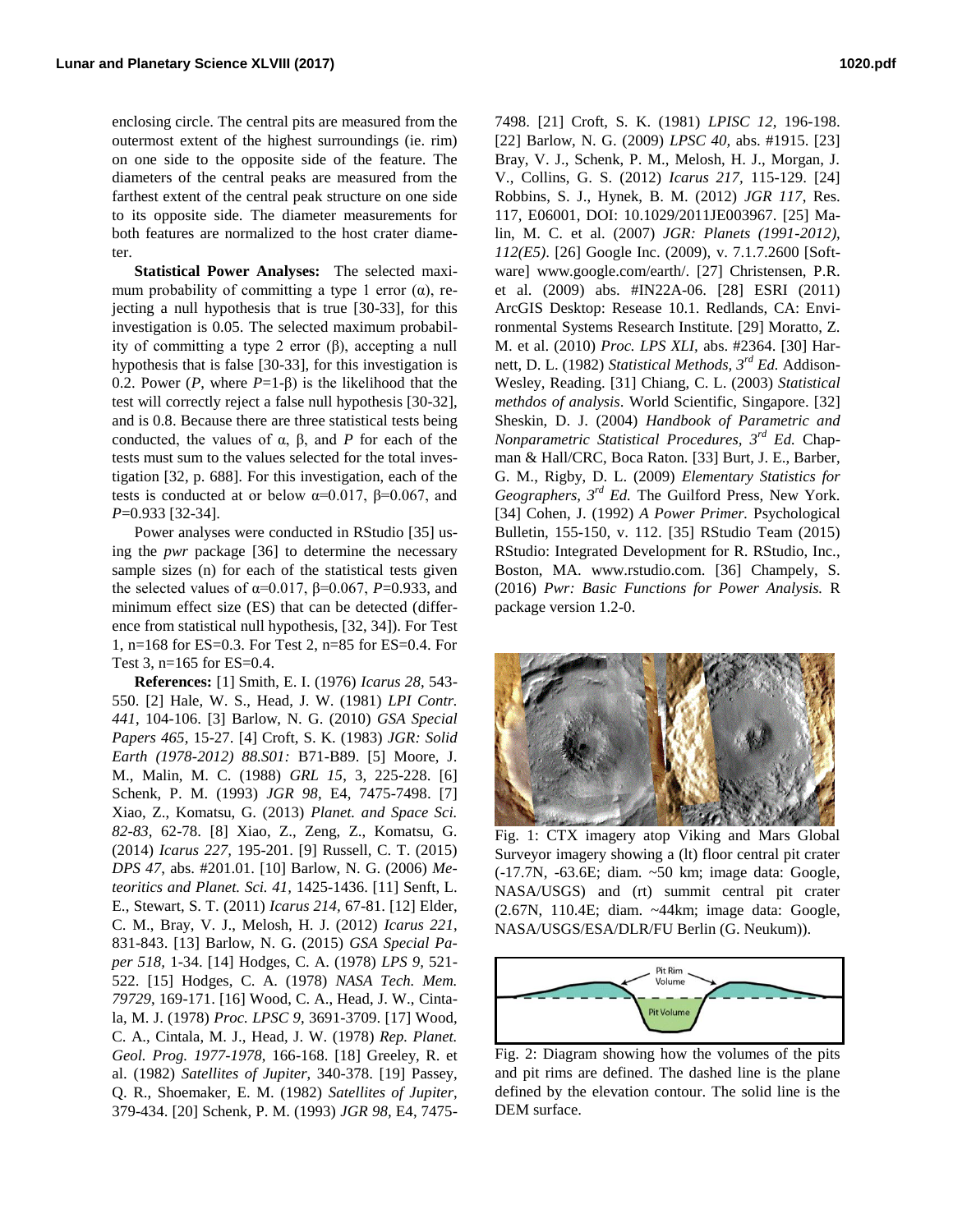enclosing circle. The central pits are measured from the outermost extent of the highest surroundings (ie. rim) on one side to the opposite side of the feature. The diameters of the central peaks are measured from the farthest extent of the central peak structure on one side to its opposite side. The diameter measurements for both features are normalized to the host crater diameter.

**Statistical Power Analyses:** The selected maximum probability of committing a type 1 error (α), rejecting a null hypothesis that is true [30-33], for this investigation is 0.05. The selected maximum probability of committing a type 2 error (β), accepting a null hypothesis that is false [30-33], for this investigation is 0.2. Power ($P$, where $P$=1-β) is the likelihood that the test will correctly reject a false null hypothesis [30-32], and is 0.8. Because there are three statistical tests being conducted, the values of α, β, and $P$ for each of the tests must sum to the values selected for the total investigation [32, p. 688]. For this investigation, each of the tests is conducted at or below α=0.017, β=0.067, and $P$=0.933 [32-34].

Power analyses were conducted in RStudio [35] using the *pwr* package [36] to determine the necessary sample sizes (n) for each of the statistical tests given the selected values of α=0.017, β=0.067, $P$=0.933, and minimum effect size (ES) that can be detected (difference from statistical null hypothesis, [32, 34]). For Test 1, n=168 for ES=0.3. For Test 2, n=85 for ES=0.4. For Test 3, n=165 for ES=0.4.

**References:** [1] Smith, E. I. (1976) *Icarus 28*, 543-550. [2] Hale, W. S., Head, J. W. (1981) *LPI Contr. 441*, 104-106. [3] Barlow, N. G. (2010) *GSA Special Papers 465*, 15-27. [4] Croft, S. K. (1983) *JGR: Solid Earth (1978-2012) 88.S01:* B71-B89. [5] Moore, J. M., Malin, M. C. (1988) *GRL 15*, 3, 225-228. [6] Schenk, P. M. (1993) *JGR 98*, E4, 7475-7498. [7] Xiao, Z., Komatsu, G. (2013) *Planet. and Space Sci. 82-83*, 62-78. [8] Xiao, Z., Zeng, Z., Komatsu, G. (2014) *Icarus 227*, 195-201. [9] Russell, C. T. (2015) *DPS 47*, abs. #201.01. [10] Barlow, N. G. (2006) *Meteoritics and Planet. Sci. 41*, 1425-1436. [11] Senft, L. E., Stewart, S. T. (2011) *Icarus 214*, 67-81. [12] Elder, C. M., Bray, V. J., Melosh, H. J. (2012) *Icarus 221*, 831-843. [13] Barlow, N. G. (2015) *GSA Special Paper 518*, 1-34. [14] Hodges, C. A. (1978) *LPS 9*, 521-522. [15] Hodges, C. A. (1978) *NASA Tech. Mem. 79729*, 169-171. [16] Wood, C. A., Head, J. W., Cintala, M. J. (1978) *Proc. LPSC 9*, 3691-3709. [17] Wood, C. A., Cintala, M. J., Head, J. W. (1978) *Rep. Planet. Geol. Prog. 1977-1978*, 166-168. [18] Greeley, R. et al. (1982) *Satellites of Jupiter*, 340-378. [19] Passey, Q. R., Shoemaker, E. M. (1982) *Satellites of Jupiter*, 379-434. [20] Schenk, P. M. (1993) *JGR 98*, E4, 7475-7498. [21] Croft, S. K. (1981) *LPISC 12*, 196-198. [22] Barlow, N. G. (2009) *LPSC 40*, abs. #1915. [23] Bray, V. J., Schenk, P. M., Melosh, H. J., Morgan, J. V., Collins, G. S. (2012) *Icarus 217*, 115-129. [24] Robbins, S. J., Hynek, B. M. (2012) *JGR 117*, Res. 117, E06001, DOI: 10.1029/2011JE003967. [25] Malin, M. C. et al. (2007) *JGR: Planets (1991-2012), 112(E5)*. [26] Google Inc. (2009), v. 7.1.7.2600 [Software] www.google.com/earth/. [27] Christensen, P.R. et al. (2009) abs. #IN22A-06. [28] ESRI (2011) ArcGIS Desktop: Resease 10.1. Redlands, CA: Environmental Systems Research Institute. [29] Moratto, Z. M. et al. (2010) *Proc. LPS XLI*, abs. #2364. [30] Harnett, D. L. (1982) *Statistical Methods, 3rd Ed.* Addison-Wesley, Reading. [31] Chiang, C. L. (2003) *Statistical methdos of analysis*. World Scientific, Singapore. [32] Sheskin, D. J. (2004) *Handbook of Parametric and Nonparametric Statistical Procedures, 3rd Ed.* Chapman & Hall/CRC, Boca Raton. [33] Burt, J. E., Barber, G. M., Rigby, D. L. (2009) *Elementary Statistics for Geographers, 3rd Ed.* The Guilford Press, New York. [34] Cohen, J. (1992) *A Power Primer.* Psychological Bulletin, 155-150, v. 112. [35] RStudio Team (2015) RStudio: Integrated Development for R. RStudio, Inc., Boston, MA. www.rstudio.com. [36] Champely, S. (2016) *Pwr: Basic Functions for Power Analysis.* R package version 1.2-0.

Fig. 1: CTX imagery atop Viking and Mars Global Surveyor imagery showing a (lt) floor central pit crater (-17.7N, -63.6E; diam. ~50 km; image data: Google, NASA/USGS) and (rt) summit central pit crater (2.67N, 110.4E; diam. ~44km; image data: Google, NASA/USGS/ESA/DLR/FU Berlin (G. Neukum)).

Pit Rim Volume

Pit Volume

Fig. 2: Diagram showing how the volumes of the pits and pit rims are defined. The dashed line is the plane defined by the elevation contour. The solid line is the DEM surface.